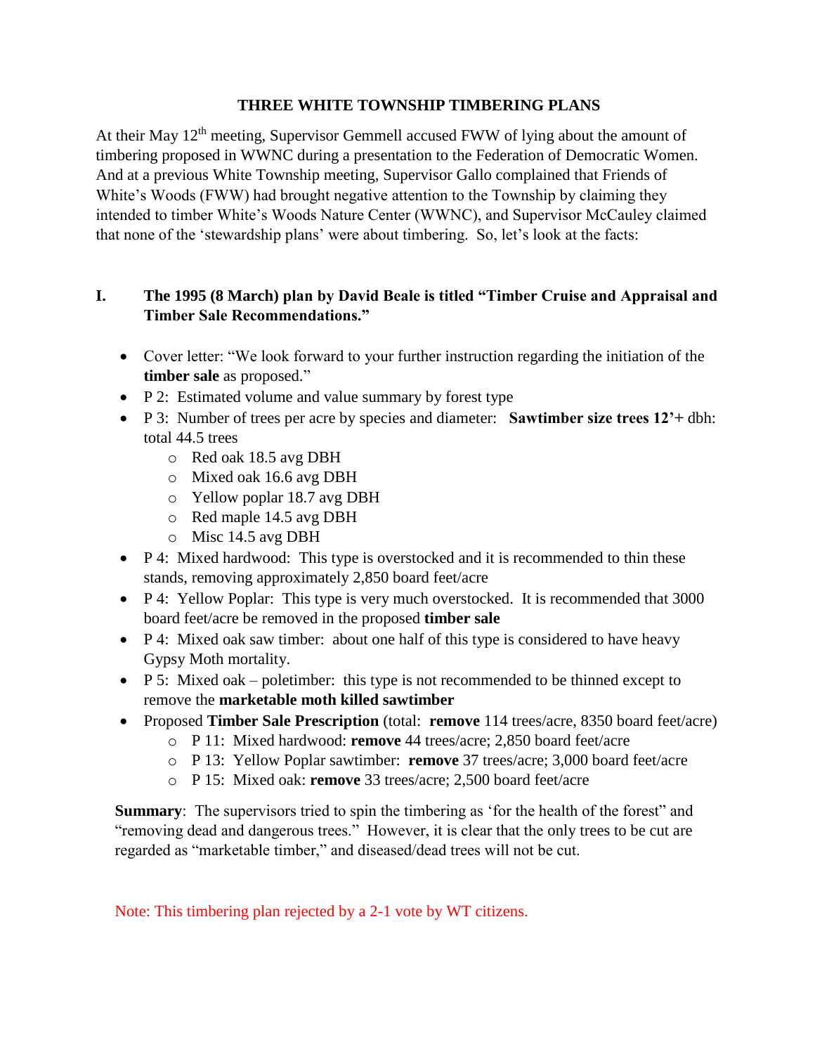# THREE WHITE TOWNSHIP TIMBERING PLANS

At their May 12th meeting, Supervisor Gemmell accused FWW of lying about the amount of timbering proposed in WWNC during a presentation to the Federation of Democratic Women. And at a previous White Township meeting, Supervisor Gallo complained that Friends of White's Woods (FWW) had brought negative attention to the Township by claiming they intended to timber White's Woods Nature Center (WWNC), and Supervisor McCauley claimed that none of the 'stewardship plans' were about timbering. So, let's look at the facts:

## I. The 1995 (8 March) plan by David Beale is titled "Timber Cruise and Appraisal and Timber Sale Recommendations."

- Cover letter: "We look forward to your further instruction regarding the initiation of the **timber sale** as proposed."
- P 2: Estimated volume and value summary by forest type
- P 3: Number of trees per acre by species and diameter: **Sawtimber size trees 12'+** dbh: total 44.5 trees
  - Red oak 18.5 avg DBH
  - Mixed oak 16.6 avg DBH
  - Yellow poplar 18.7 avg DBH
  - Red maple 14.5 avg DBH
  - Misc 14.5 avg DBH
- P 4: Mixed hardwood: This type is overstocked and it is recommended to thin these stands, removing approximately 2,850 board feet/acre
- P 4: Yellow Poplar: This type is very much overstocked. It is recommended that 3000 board feet/acre be removed in the proposed **timber sale**
- P 4: Mixed oak saw timber: about one half of this type is considered to have heavy Gypsy Moth mortality.
- P 5: Mixed oak – poletimber: this type is not recommended to be thinned except to remove the **marketable moth killed sawtimber**
- Proposed **Timber Sale Prescription** (total: **remove** 114 trees/acre, 8350 board feet/acre)
  - P 11: Mixed hardwood: **remove** 44 trees/acre; 2,850 board feet/acre
  - P 13: Yellow Poplar sawtimber: **remove** 37 trees/acre; 3,000 board feet/acre
  - P 15: Mixed oak: **remove** 33 trees/acre; 2,500 board feet/acre

**Summary**: The supervisors tried to spin the timbering as 'for the health of the forest" and "removing dead and dangerous trees." However, it is clear that the only trees to be cut are regarded as "marketable timber," and diseased/dead trees will not be cut.

Note: This timbering plan rejected by a 2-1 vote by WT citizens.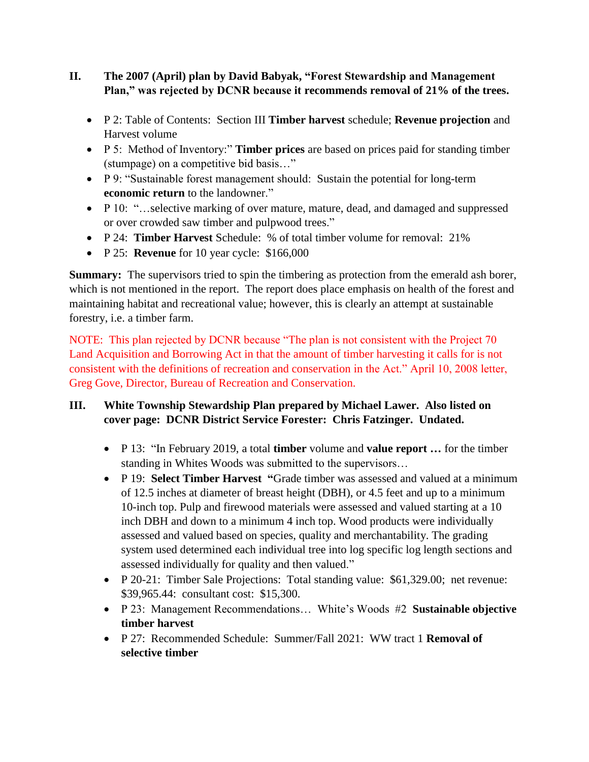## II. The 2007 (April) plan by David Babyak, "Forest Stewardship and Management Plan," was rejected by DCNR because it recommends removal of 21% of the trees.

- P 2: Table of Contents: Section III **Timber harvest** schedule; **Revenue projection** and Harvest volume
- P 5: Method of Inventory:" **Timber prices** are based on prices paid for standing timber (stumpage) on a competitive bid basis…"
- P 9: "Sustainable forest management should: Sustain the potential for long-term **economic return** to the landowner."
- P 10: "…selective marking of over mature, mature, dead, and damaged and suppressed or over crowded saw timber and pulpwood trees."
- P 24: **Timber Harvest** Schedule: % of total timber volume for removal: 21%
- P 25: **Revenue** for 10 year cycle: $166,000

**Summary:** The supervisors tried to spin the timbering as protection from the emerald ash borer, which is not mentioned in the report. The report does place emphasis on health of the forest and maintaining habitat and recreational value; however, this is clearly an attempt at sustainable forestry, i.e. a timber farm.

NOTE: This plan rejected by DCNR because "The plan is not consistent with the Project 70 Land Acquisition and Borrowing Act in that the amount of timber harvesting it calls for is not consistent with the definitions of recreation and conservation in the Act." April 10, 2008 letter, Greg Gove, Director, Bureau of Recreation and Conservation.

## III. White Township Stewardship Plan prepared by Michael Lawer. Also listed on cover page: DCNR District Service Forester: Chris Fatzinger. Undated.

- P 13: "In February 2019, a total **timber** volume and **value report …** for the timber standing in Whites Woods was submitted to the supervisors…
- P 19: **Select Timber Harvest "**Grade timber was assessed and valued at a minimum of 12.5 inches at diameter of breast height (DBH), or 4.5 feet and up to a minimum 10-inch top. Pulp and firewood materials were assessed and valued starting at a 10 inch DBH and down to a minimum 4 inch top. Wood products were individually assessed and valued based on species, quality and merchantability. The grading system used determined each individual tree into log specific log length sections and assessed individually for quality and then valued."
- P 20-21: Timber Sale Projections: Total standing value: $61,329.00; net revenue: $39,965.44: consultant cost: $15,300.
- P 23: Management Recommendations… White's Woods #2 **Sustainable objective timber harvest**
- P 27: Recommended Schedule: Summer/Fall 2021: WW tract 1 **Removal of selective timber**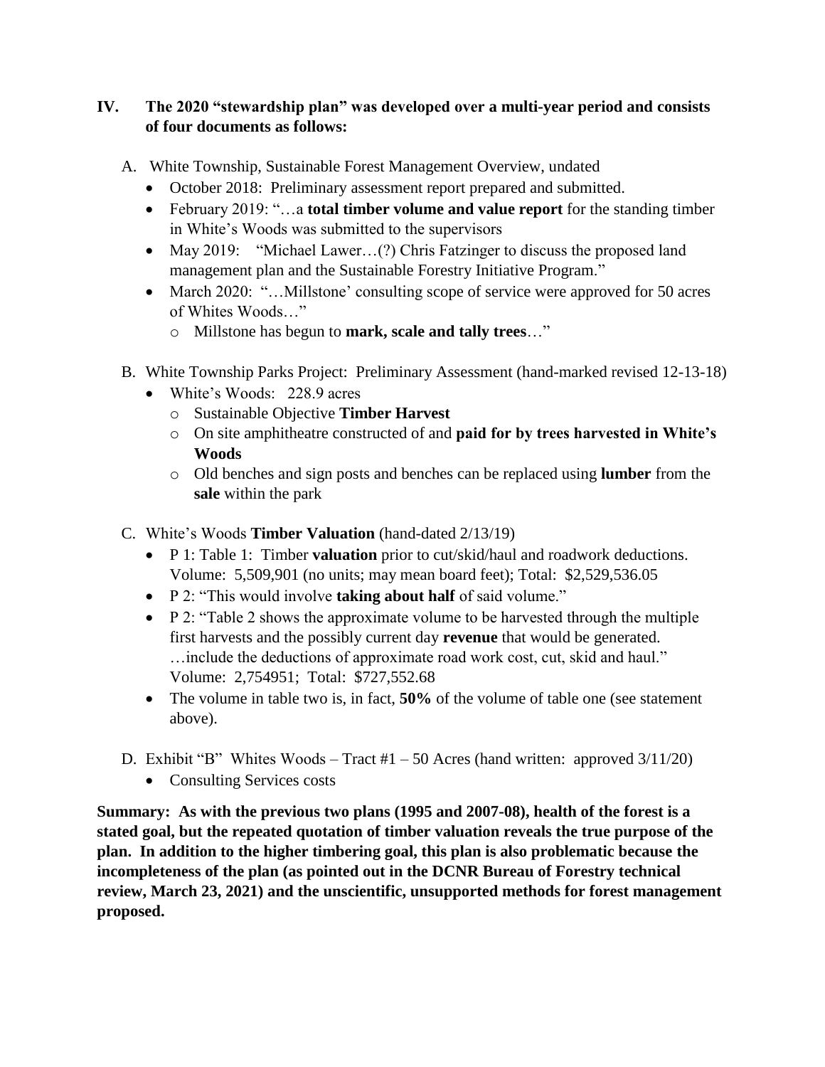## IV. The 2020 "stewardship plan" was developed over a multi-year period and consists of four documents as follows:

A. White Township, Sustainable Forest Management Overview, undated

- October 2018: Preliminary assessment report prepared and submitted.
- February 2019: "…a **total timber volume and value report** for the standing timber in White's Woods was submitted to the supervisors
- May 2019: "Michael Lawer…(?) Chris Fatzinger to discuss the proposed land management plan and the Sustainable Forestry Initiative Program."
- March 2020: "…Millstone' consulting scope of service were approved for 50 acres of Whites Woods…"
  - Millstone has begun to **mark, scale and tally trees**…"

B. White Township Parks Project: Preliminary Assessment (hand-marked revised 12-13-18)

- White's Woods: 228.9 acres
  - Sustainable Objective **Timber Harvest**
  - On site amphitheatre constructed of and **paid for by trees harvested in White's Woods**
  - Old benches and sign posts and benches can be replaced using **lumber** from the **sale** within the park

C. White's Woods **Timber Valuation** (hand-dated 2/13/19)

- P 1: Table 1: Timber **valuation** prior to cut/skid/haul and roadwork deductions. Volume: 5,509,901 (no units; may mean board feet); Total: $2,529,536.05
- P 2: "This would involve **taking about half** of said volume."
- P 2: "Table 2 shows the approximate volume to be harvested through the multiple first harvests and the possibly current day **revenue** that would be generated. …include the deductions of approximate road work cost, cut, skid and haul." Volume: 2,754951; Total: $727,552.68
- The volume in table two is, in fact, **50%** of the volume of table one (see statement above).

D. Exhibit "B" Whites Woods – Tract #1 – 50 Acres (hand written: approved 3/11/20)

- Consulting Services costs

**Summary: As with the previous two plans (1995 and 2007-08), health of the forest is a stated goal, but the repeated quotation of timber valuation reveals the true purpose of the plan. In addition to the higher timbering goal, this plan is also problematic because the incompleteness of the plan (as pointed out in the DCNR Bureau of Forestry technical review, March 23, 2021) and the unscientific, unsupported methods for forest management proposed.**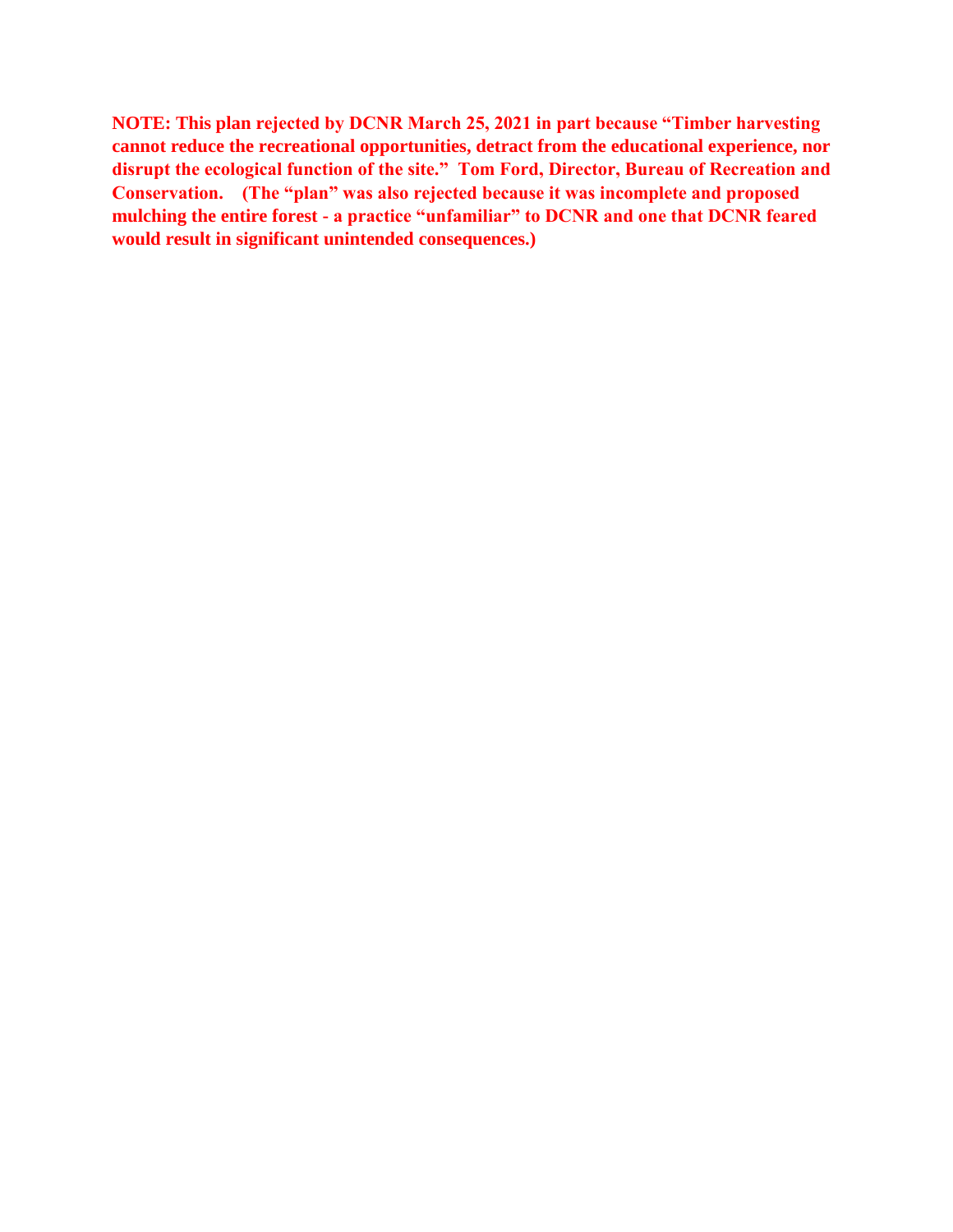**NOTE: This plan rejected by DCNR March 25, 2021 in part because "Timber harvesting cannot reduce the recreational opportunities, detract from the educational experience, nor disrupt the ecological function of the site." Tom Ford, Director, Bureau of Recreation and Conservation. (The "plan" was also rejected because it was incomplete and proposed mulching the entire forest - a practice "unfamiliar" to DCNR and one that DCNR feared would result in significant unintended consequences.)**